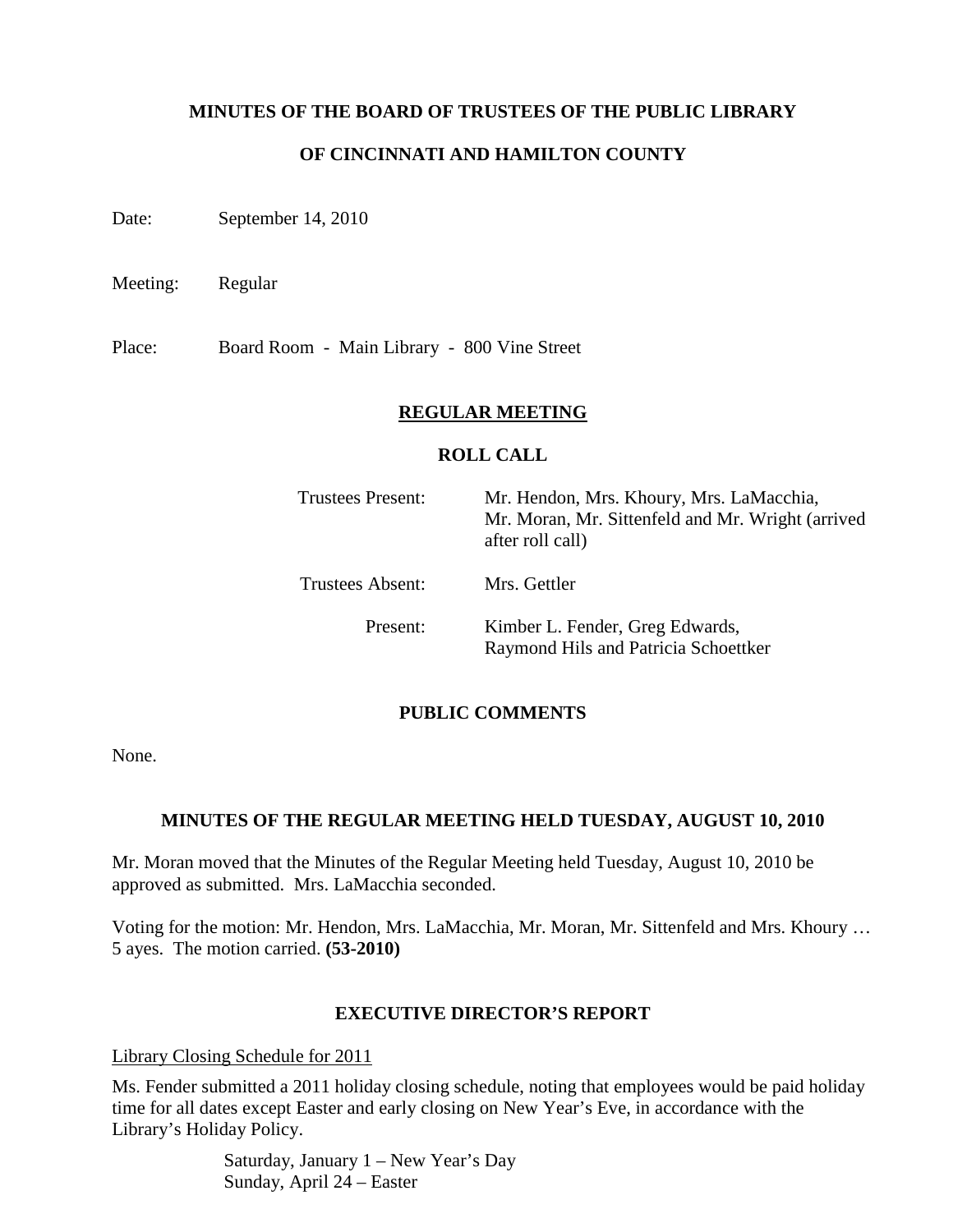# MINUTES OF THE BOARD OF TRUSTEES OF THE PUBLIC LIBRARY

# OF CINCINNATI AND HAMILTON COUNTY

Date: September 14, 2010

Meeting: Regular

Place: Board Room - Main Library - 800 Vine Street

## REGULAR MEETING

### ROLL CALL

| | |
|---|---|
| Trustees Present: | Mr. Hendon, Mrs. Khoury, Mrs. LaMacchia, Mr. Moran, Mr. Sittenfeld and Mr. Wright (arrived after roll call) |
| Trustees Absent: | Mrs. Gettler |
| Present: | Kimber L. Fender, Greg Edwards, Raymond Hils and Patricia Schoettker |

### PUBLIC COMMENTS

None.

### MINUTES OF THE REGULAR MEETING HELD TUESDAY, AUGUST 10, 2010

Mr. Moran moved that the Minutes of the Regular Meeting held Tuesday, August 10, 2010 be approved as submitted. Mrs. LaMacchia seconded.

Voting for the motion: Mr. Hendon, Mrs. LaMacchia, Mr. Moran, Mr. Sittenfeld and Mrs. Khoury … 5 ayes. The motion carried. **(53-2010)**

### EXECUTIVE DIRECTOR'S REPORT

Library Closing Schedule for 2011

Ms. Fender submitted a 2011 holiday closing schedule, noting that employees would be paid holiday time for all dates except Easter and early closing on New Year's Eve, in accordance with the Library's Holiday Policy.

Saturday, January 1 – New Year's Day
Sunday, April 24 – Easter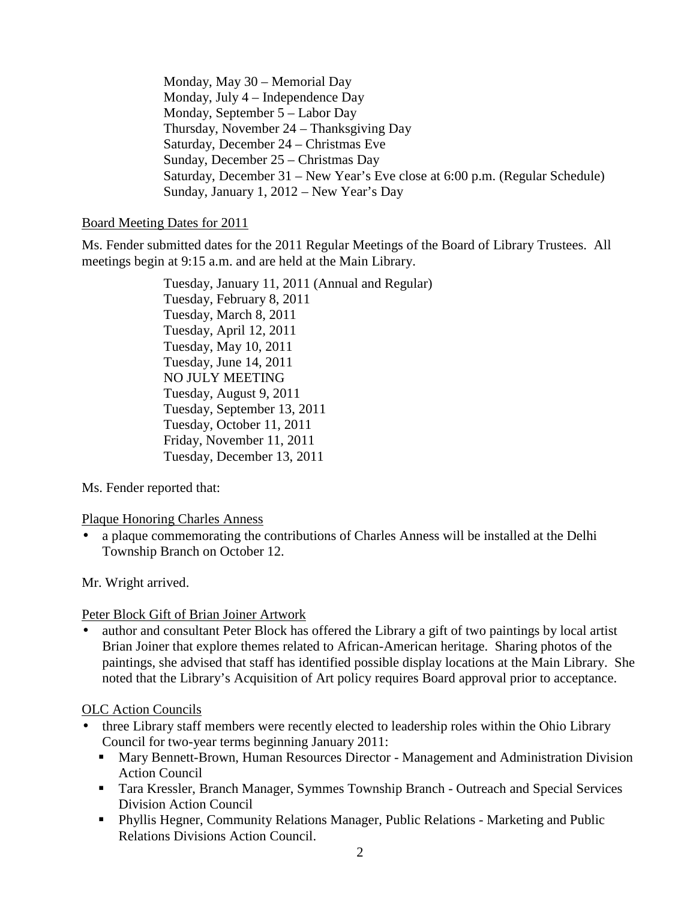Monday, May 30 – Memorial Day
Monday, July 4 – Independence Day
Monday, September 5 – Labor Day
Thursday, November 24 – Thanksgiving Day
Saturday, December 24 – Christmas Eve
Sunday, December 25 – Christmas Day
Saturday, December 31 – New Year's Eve close at 6:00 p.m. (Regular Schedule)
Sunday, January 1, 2012 – New Year's Day

Board Meeting Dates for 2011

Ms. Fender submitted dates for the 2011 Regular Meetings of the Board of Library Trustees. All meetings begin at 9:15 a.m. and are held at the Main Library.

Tuesday, January 11, 2011 (Annual and Regular)
Tuesday, February 8, 2011
Tuesday, March 8, 2011
Tuesday, April 12, 2011
Tuesday, May 10, 2011
Tuesday, June 14, 2011
NO JULY MEETING
Tuesday, August 9, 2011
Tuesday, September 13, 2011
Tuesday, October 11, 2011
Friday, November 11, 2011
Tuesday, December 13, 2011

Ms. Fender reported that:

Plaque Honoring Charles Anness

- a plaque commemorating the contributions of Charles Anness will be installed at the Delhi Township Branch on October 12.

Mr. Wright arrived.

Peter Block Gift of Brian Joiner Artwork

- author and consultant Peter Block has offered the Library a gift of two paintings by local artist Brian Joiner that explore themes related to African-American heritage. Sharing photos of the paintings, she advised that staff has identified possible display locations at the Main Library. She noted that the Library's Acquisition of Art policy requires Board approval prior to acceptance.

OLC Action Councils

- three Library staff members were recently elected to leadership roles within the Ohio Library Council for two-year terms beginning January 2011:
  - Mary Bennett-Brown, Human Resources Director - Management and Administration Division Action Council
  - Tara Kressler, Branch Manager, Symmes Township Branch - Outreach and Special Services Division Action Council
  - Phyllis Hegner, Community Relations Manager, Public Relations - Marketing and Public Relations Divisions Action Council.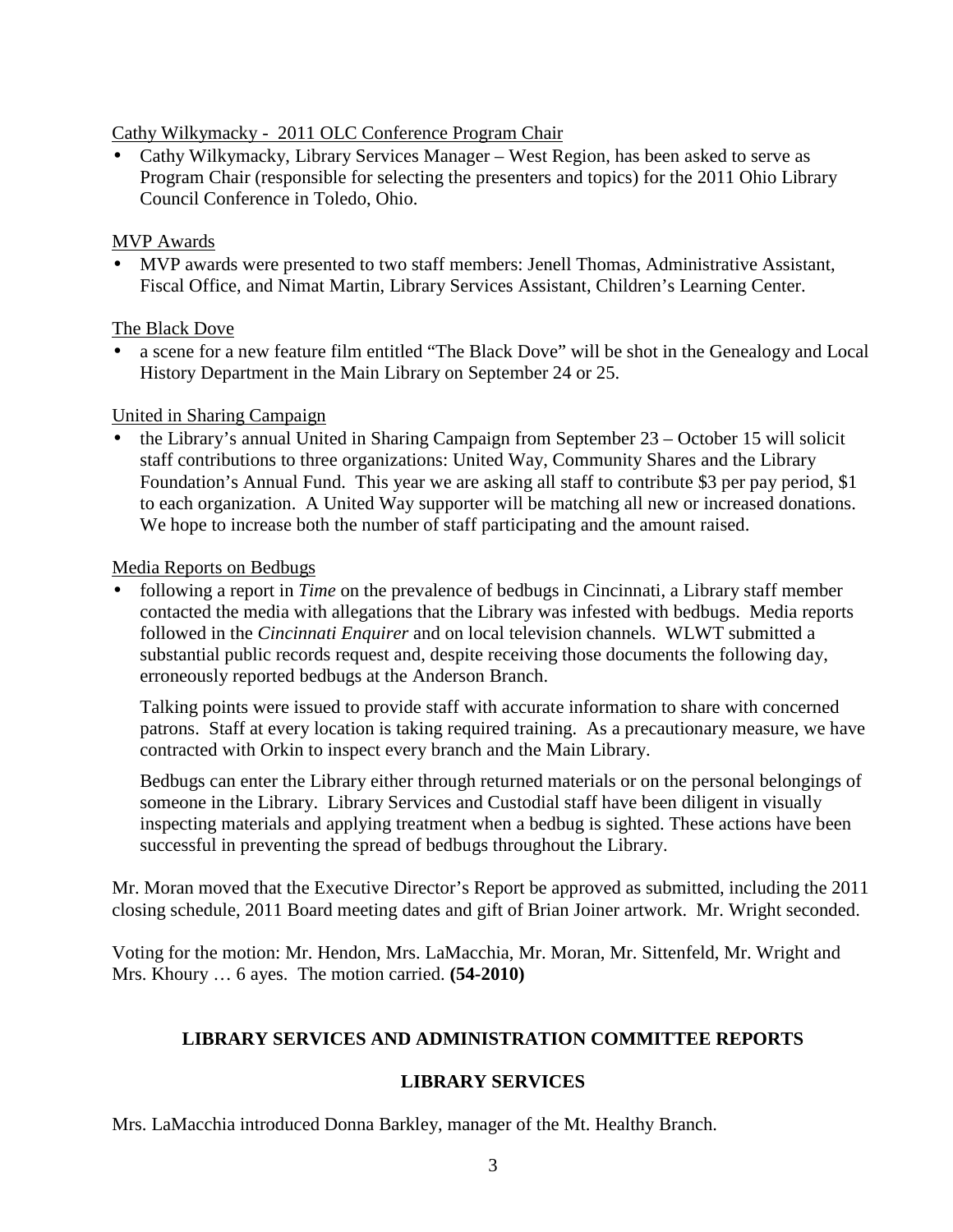Cathy Wilkymacky - 2011 OLC Conference Program Chair

- Cathy Wilkymacky, Library Services Manager – West Region, has been asked to serve as Program Chair (responsible for selecting the presenters and topics) for the 2011 Ohio Library Council Conference in Toledo, Ohio.

MVP Awards

- MVP awards were presented to two staff members: Jenell Thomas, Administrative Assistant, Fiscal Office, and Nimat Martin, Library Services Assistant, Children's Learning Center.

The Black Dove

- a scene for a new feature film entitled "The Black Dove" will be shot in the Genealogy and Local History Department in the Main Library on September 24 or 25.

United in Sharing Campaign

- the Library's annual United in Sharing Campaign from September 23 – October 15 will solicit staff contributions to three organizations: United Way, Community Shares and the Library Foundation's Annual Fund. This year we are asking all staff to contribute $3 per pay period, $1 to each organization. A United Way supporter will be matching all new or increased donations. We hope to increase both the number of staff participating and the amount raised.

Media Reports on Bedbugs

- following a report in *Time* on the prevalence of bedbugs in Cincinnati, a Library staff member contacted the media with allegations that the Library was infested with bedbugs. Media reports followed in the *Cincinnati Enquirer* and on local television channels. WLWT submitted a substantial public records request and, despite receiving those documents the following day, erroneously reported bedbugs at the Anderson Branch.

  Talking points were issued to provide staff with accurate information to share with concerned patrons. Staff at every location is taking required training. As a precautionary measure, we have contracted with Orkin to inspect every branch and the Main Library.

  Bedbugs can enter the Library either through returned materials or on the personal belongings of someone in the Library. Library Services and Custodial staff have been diligent in visually inspecting materials and applying treatment when a bedbug is sighted. These actions have been successful in preventing the spread of bedbugs throughout the Library.

Mr. Moran moved that the Executive Director's Report be approved as submitted, including the 2011 closing schedule, 2011 Board meeting dates and gift of Brian Joiner artwork. Mr. Wright seconded.

Voting for the motion: Mr. Hendon, Mrs. LaMacchia, Mr. Moran, Mr. Sittenfeld, Mr. Wright and Mrs. Khoury … 6 ayes. The motion carried. **(54-2010)**

## LIBRARY SERVICES AND ADMINISTRATION COMMITTEE REPORTS

### LIBRARY SERVICES

Mrs. LaMacchia introduced Donna Barkley, manager of the Mt. Healthy Branch.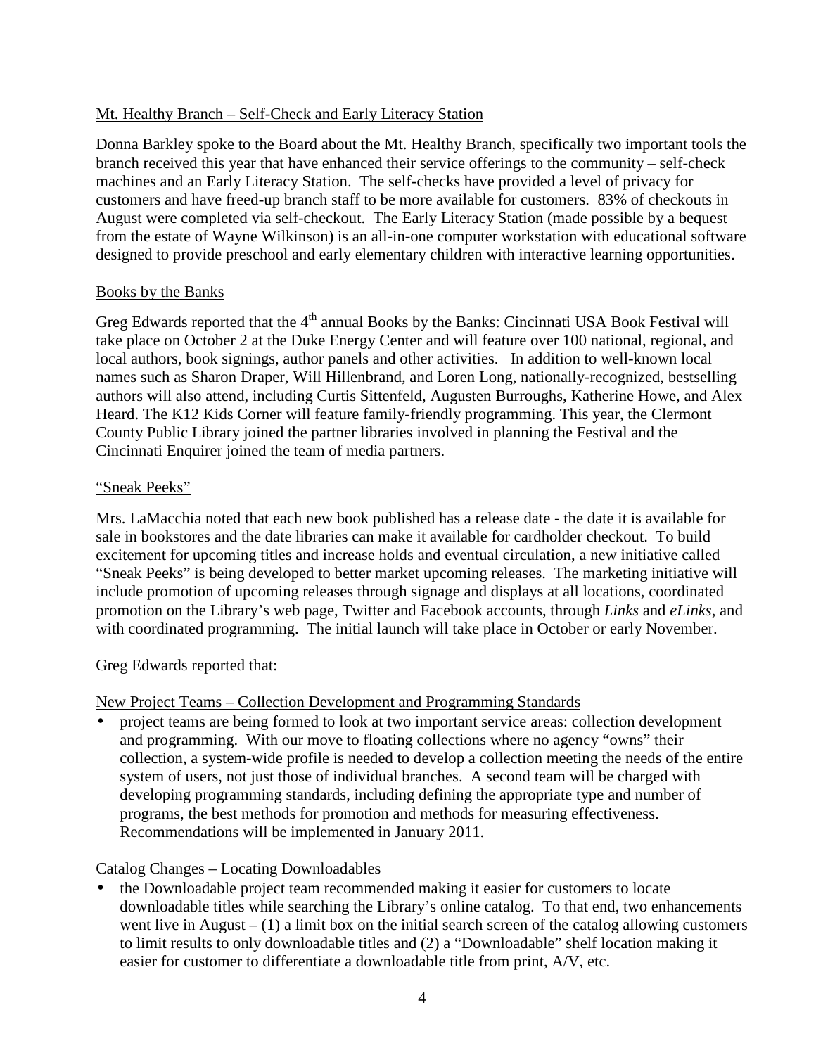Mt. Healthy Branch – Self-Check and Early Literacy Station

Donna Barkley spoke to the Board about the Mt. Healthy Branch, specifically two important tools the branch received this year that have enhanced their service offerings to the community – self-check machines and an Early Literacy Station. The self-checks have provided a level of privacy for customers and have freed-up branch staff to be more available for customers. 83% of checkouts in August were completed via self-checkout. The Early Literacy Station (made possible by a bequest from the estate of Wayne Wilkinson) is an all-in-one computer workstation with educational software designed to provide preschool and early elementary children with interactive learning opportunities.

Books by the Banks

Greg Edwards reported that the 4th annual Books by the Banks: Cincinnati USA Book Festival will take place on October 2 at the Duke Energy Center and will feature over 100 national, regional, and local authors, book signings, author panels and other activities. In addition to well-known local names such as Sharon Draper, Will Hillenbrand, and Loren Long, nationally-recognized, bestselling authors will also attend, including Curtis Sittenfeld, Augusten Burroughs, Katherine Howe, and Alex Heard. The K12 Kids Corner will feature family-friendly programming. This year, the Clermont County Public Library joined the partner libraries involved in planning the Festival and the Cincinnati Enquirer joined the team of media partners.

"Sneak Peeks"

Mrs. LaMacchia noted that each new book published has a release date - the date it is available for sale in bookstores and the date libraries can make it available for cardholder checkout. To build excitement for upcoming titles and increase holds and eventual circulation, a new initiative called "Sneak Peeks" is being developed to better market upcoming releases. The marketing initiative will include promotion of upcoming releases through signage and displays at all locations, coordinated promotion on the Library's web page, Twitter and Facebook accounts, through *Links* and *eLinks*, and with coordinated programming. The initial launch will take place in October or early November.

Greg Edwards reported that:

New Project Teams – Collection Development and Programming Standards

- project teams are being formed to look at two important service areas: collection development and programming. With our move to floating collections where no agency "owns" their collection, a system-wide profile is needed to develop a collection meeting the needs of the entire system of users, not just those of individual branches. A second team will be charged with developing programming standards, including defining the appropriate type and number of programs, the best methods for promotion and methods for measuring effectiveness. Recommendations will be implemented in January 2011.

Catalog Changes – Locating Downloadables

- the Downloadable project team recommended making it easier for customers to locate downloadable titles while searching the Library's online catalog. To that end, two enhancements went live in August – (1) a limit box on the initial search screen of the catalog allowing customers to limit results to only downloadable titles and (2) a "Downloadable" shelf location making it easier for customer to differentiate a downloadable title from print, A/V, etc.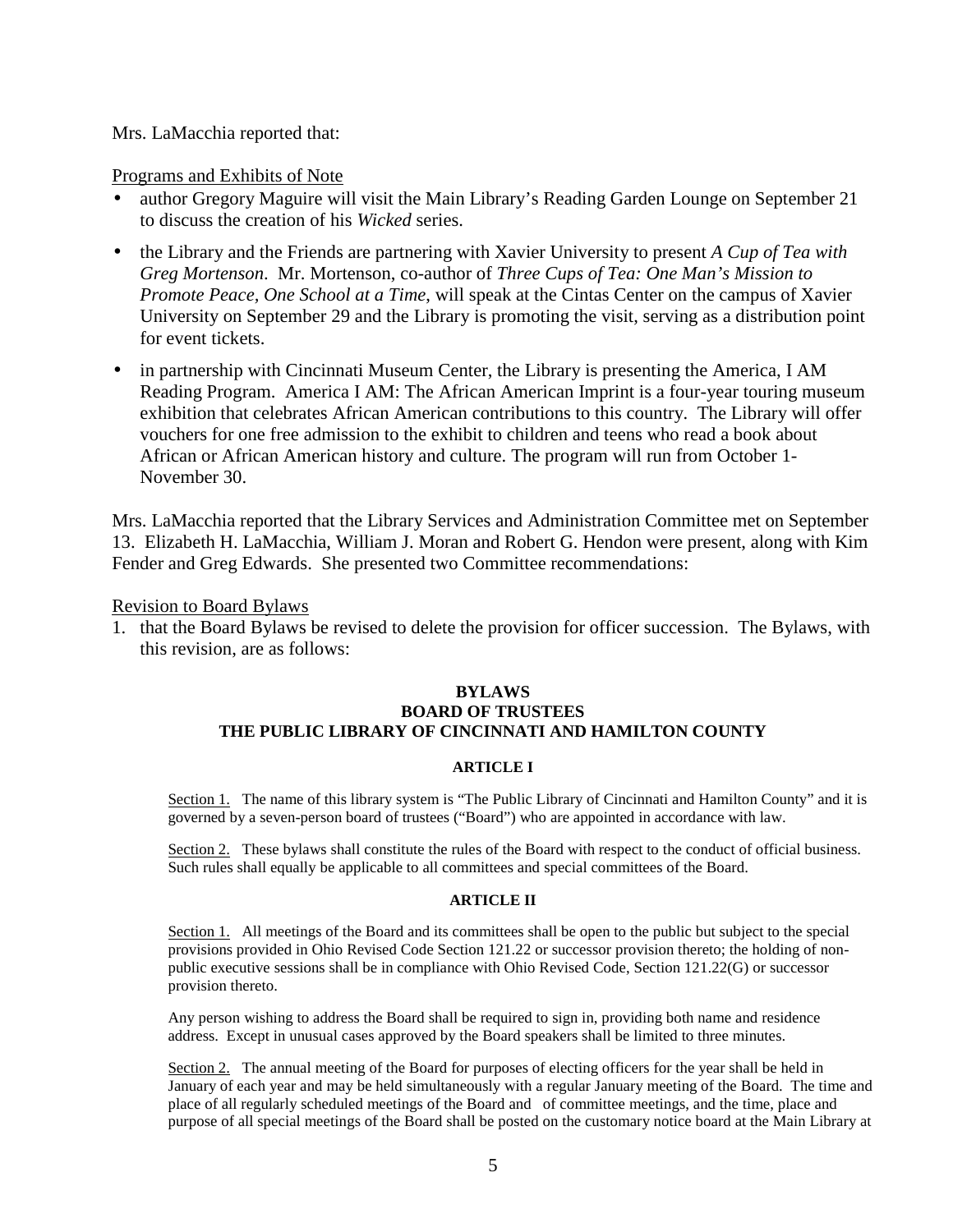Mrs. LaMacchia reported that:

Programs and Exhibits of Note

- author Gregory Maguire will visit the Main Library's Reading Garden Lounge on September 21 to discuss the creation of his *Wicked* series.
- the Library and the Friends are partnering with Xavier University to present *A Cup of Tea with Greg Mortenson*. Mr. Mortenson, co-author of *Three Cups of Tea: One Man's Mission to Promote Peace, One School at a Time*, will speak at the Cintas Center on the campus of Xavier University on September 29 and the Library is promoting the visit, serving as a distribution point for event tickets.
- in partnership with Cincinnati Museum Center, the Library is presenting the America, I AM Reading Program. America I AM: The African American Imprint is a four-year touring museum exhibition that celebrates African American contributions to this country. The Library will offer vouchers for one free admission to the exhibit to children and teens who read a book about African or African American history and culture. The program will run from October 1-November 30.

Mrs. LaMacchia reported that the Library Services and Administration Committee met on September 13. Elizabeth H. LaMacchia, William J. Moran and Robert G. Hendon were present, along with Kim Fender and Greg Edwards. She presented two Committee recommendations:

Revision to Board Bylaws

1. that the Board Bylaws be revised to delete the provision for officer succession. The Bylaws, with this revision, are as follows:

**BYLAWS**
**BOARD OF TRUSTEES**
**THE PUBLIC LIBRARY OF CINCINNATI AND HAMILTON COUNTY**

**ARTICLE I**

Section 1. The name of this library system is "The Public Library of Cincinnati and Hamilton County" and it is governed by a seven-person board of trustees ("Board") who are appointed in accordance with law.

Section 2. These bylaws shall constitute the rules of the Board with respect to the conduct of official business. Such rules shall equally be applicable to all committees and special committees of the Board.

**ARTICLE II**

Section 1. All meetings of the Board and its committees shall be open to the public but subject to the special provisions provided in Ohio Revised Code Section 121.22 or successor provision thereto; the holding of non-public executive sessions shall be in compliance with Ohio Revised Code, Section 121.22(G) or successor provision thereto.

Any person wishing to address the Board shall be required to sign in, providing both name and residence address. Except in unusual cases approved by the Board speakers shall be limited to three minutes.

Section 2. The annual meeting of the Board for purposes of electing officers for the year shall be held in January of each year and may be held simultaneously with a regular January meeting of the Board. The time and place of all regularly scheduled meetings of the Board and of committee meetings, and the time, place and purpose of all special meetings of the Board shall be posted on the customary notice board at the Main Library at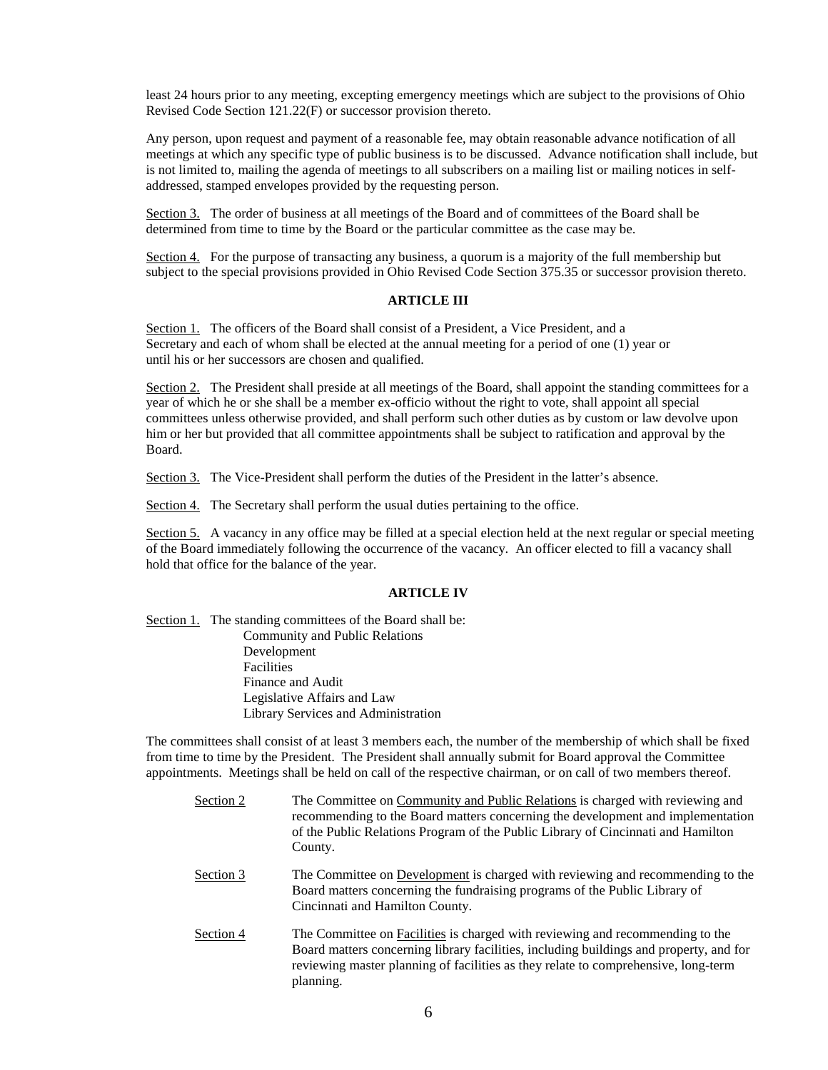least 24 hours prior to any meeting, excepting emergency meetings which are subject to the provisions of Ohio Revised Code Section 121.22(F) or successor provision thereto.

Any person, upon request and payment of a reasonable fee, may obtain reasonable advance notification of all meetings at which any specific type of public business is to be discussed. Advance notification shall include, but is not limited to, mailing the agenda of meetings to all subscribers on a mailing list or mailing notices in self-addressed, stamped envelopes provided by the requesting person.

Section 3. The order of business at all meetings of the Board and of committees of the Board shall be determined from time to time by the Board or the particular committee as the case may be.

Section 4. For the purpose of transacting any business, a quorum is a majority of the full membership but subject to the special provisions provided in Ohio Revised Code Section 375.35 or successor provision thereto.

## ARTICLE III

Section 1. The officers of the Board shall consist of a President, a Vice President, and a Secretary and each of whom shall be elected at the annual meeting for a period of one (1) year or until his or her successors are chosen and qualified.

Section 2. The President shall preside at all meetings of the Board, shall appoint the standing committees for a year of which he or she shall be a member ex-officio without the right to vote, shall appoint all special committees unless otherwise provided, and shall perform such other duties as by custom or law devolve upon him or her but provided that all committee appointments shall be subject to ratification and approval by the Board.

Section 3. The Vice-President shall perform the duties of the President in the latter's absence.

Section 4. The Secretary shall perform the usual duties pertaining to the office.

Section 5. A vacancy in any office may be filled at a special election held at the next regular or special meeting of the Board immediately following the occurrence of the vacancy. An officer elected to fill a vacancy shall hold that office for the balance of the year.

## ARTICLE IV

Section 1. The standing committees of the Board shall be:

- Community and Public Relations
- Development
- Facilities
- Finance and Audit
- Legislative Affairs and Law
- Library Services and Administration

The committees shall consist of at least 3 members each, the number of the membership of which shall be fixed from time to time by the President. The President shall annually submit for Board approval the Committee appointments. Meetings shall be held on call of the respective chairman, or on call of two members thereof.

Section 2 The Committee on Community and Public Relations is charged with reviewing and recommending to the Board matters concerning the development and implementation of the Public Relations Program of the Public Library of Cincinnati and Hamilton County.

Section 3 The Committee on Development is charged with reviewing and recommending to the Board matters concerning the fundraising programs of the Public Library of Cincinnati and Hamilton County.

Section 4 The Committee on Facilities is charged with reviewing and recommending to the Board matters concerning library facilities, including buildings and property, and for reviewing master planning of facilities as they relate to comprehensive, long-term planning.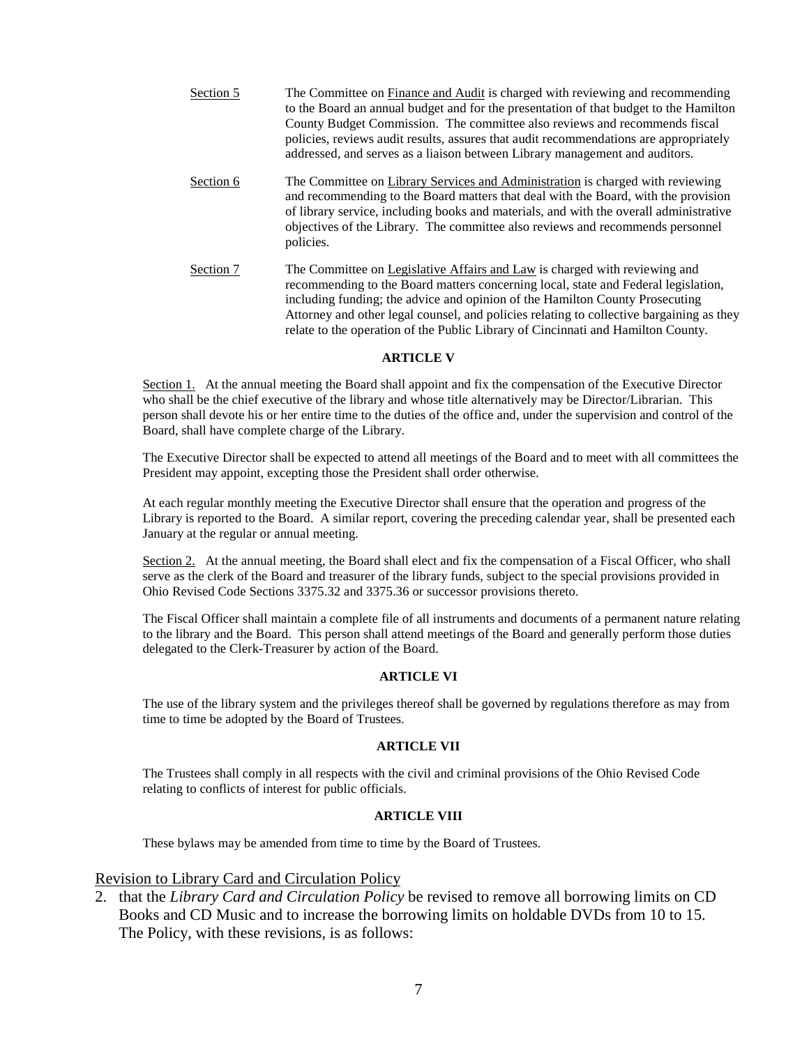Section 5 The Committee on Finance and Audit is charged with reviewing and recommending to the Board an annual budget and for the presentation of that budget to the Hamilton County Budget Commission. The committee also reviews and recommends fiscal policies, reviews audit results, assures that audit recommendations are appropriately addressed, and serves as a liaison between Library management and auditors.

Section 6 The Committee on Library Services and Administration is charged with reviewing and recommending to the Board matters that deal with the Board, with the provision of library service, including books and materials, and with the overall administrative objectives of the Library. The committee also reviews and recommends personnel policies.

Section 7 The Committee on Legislative Affairs and Law is charged with reviewing and recommending to the Board matters concerning local, state and Federal legislation, including funding; the advice and opinion of the Hamilton County Prosecuting Attorney and other legal counsel, and policies relating to collective bargaining as they relate to the operation of the Public Library of Cincinnati and Hamilton County.

**ARTICLE V**

Section 1. At the annual meeting the Board shall appoint and fix the compensation of the Executive Director who shall be the chief executive of the library and whose title alternatively may be Director/Librarian. This person shall devote his or her entire time to the duties of the office and, under the supervision and control of the Board, shall have complete charge of the Library.

The Executive Director shall be expected to attend all meetings of the Board and to meet with all committees the President may appoint, excepting those the President shall order otherwise.

At each regular monthly meeting the Executive Director shall ensure that the operation and progress of the Library is reported to the Board. A similar report, covering the preceding calendar year, shall be presented each January at the regular or annual meeting.

Section 2. At the annual meeting, the Board shall elect and fix the compensation of a Fiscal Officer, who shall serve as the clerk of the Board and treasurer of the library funds, subject to the special provisions provided in Ohio Revised Code Sections 3375.32 and 3375.36 or successor provisions thereto.

The Fiscal Officer shall maintain a complete file of all instruments and documents of a permanent nature relating to the library and the Board. This person shall attend meetings of the Board and generally perform those duties delegated to the Clerk-Treasurer by action of the Board.

**ARTICLE VI**

The use of the library system and the privileges thereof shall be governed by regulations therefore as may from time to time be adopted by the Board of Trustees.

**ARTICLE VII**

The Trustees shall comply in all respects with the civil and criminal provisions of the Ohio Revised Code relating to conflicts of interest for public officials.

**ARTICLE VIII**

These bylaws may be amended from time to time by the Board of Trustees.

Revision to Library Card and Circulation Policy

2. that the *Library Card and Circulation Policy* be revised to remove all borrowing limits on CD Books and CD Music and to increase the borrowing limits on holdable DVDs from 10 to 15. The Policy, with these revisions, is as follows: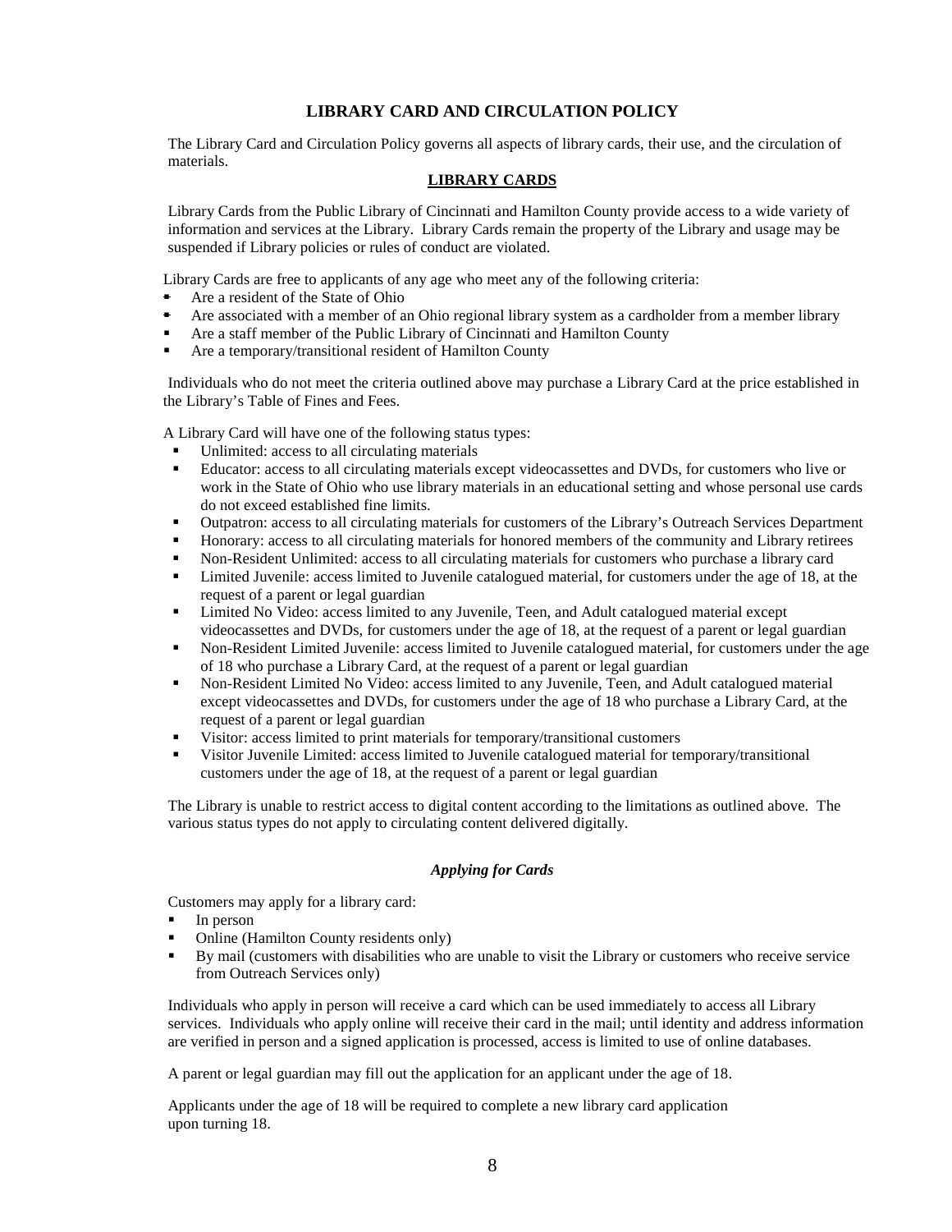# LIBRARY CARD AND CIRCULATION POLICY

The Library Card and Circulation Policy governs all aspects of library cards, their use, and the circulation of materials.

## LIBRARY CARDS

Library Cards from the Public Library of Cincinnati and Hamilton County provide access to a wide variety of information and services at the Library. Library Cards remain the property of the Library and usage may be suspended if Library policies or rules of conduct are violated.

Library Cards are free to applicants of any age who meet any of the following criteria:

- Are a resident of the State of Ohio
- Are associated with a member of an Ohio regional library system as a cardholder from a member library
- Are a staff member of the Public Library of Cincinnati and Hamilton County
- Are a temporary/transitional resident of Hamilton County

Individuals who do not meet the criteria outlined above may purchase a Library Card at the price established in the Library's Table of Fines and Fees.

A Library Card will have one of the following status types:

- Unlimited: access to all circulating materials
- Educator: access to all circulating materials except videocassettes and DVDs, for customers who live or work in the State of Ohio who use library materials in an educational setting and whose personal use cards do not exceed established fine limits.
- Outpatron: access to all circulating materials for customers of the Library's Outreach Services Department
- Honorary: access to all circulating materials for honored members of the community and Library retirees
- Non-Resident Unlimited: access to all circulating materials for customers who purchase a library card
- Limited Juvenile: access limited to Juvenile catalogued material, for customers under the age of 18, at the request of a parent or legal guardian
- Limited No Video: access limited to any Juvenile, Teen, and Adult catalogued material except videocassettes and DVDs, for customers under the age of 18, at the request of a parent or legal guardian
- Non-Resident Limited Juvenile: access limited to Juvenile catalogued material, for customers under the age of 18 who purchase a Library Card, at the request of a parent or legal guardian
- Non-Resident Limited No Video: access limited to any Juvenile, Teen, and Adult catalogued material except videocassettes and DVDs, for customers under the age of 18 who purchase a Library Card, at the request of a parent or legal guardian
- Visitor: access limited to print materials for temporary/transitional customers
- Visitor Juvenile Limited: access limited to Juvenile catalogued material for temporary/transitional customers under the age of 18, at the request of a parent or legal guardian

The Library is unable to restrict access to digital content according to the limitations as outlined above. The various status types do not apply to circulating content delivered digitally.

### *Applying for Cards*

Customers may apply for a library card:

- In person
- Online (Hamilton County residents only)
- By mail (customers with disabilities who are unable to visit the Library or customers who receive service from Outreach Services only)

Individuals who apply in person will receive a card which can be used immediately to access all Library services. Individuals who apply online will receive their card in the mail; until identity and address information are verified in person and a signed application is processed, access is limited to use of online databases.

A parent or legal guardian may fill out the application for an applicant under the age of 18.

Applicants under the age of 18 will be required to complete a new library card application upon turning 18.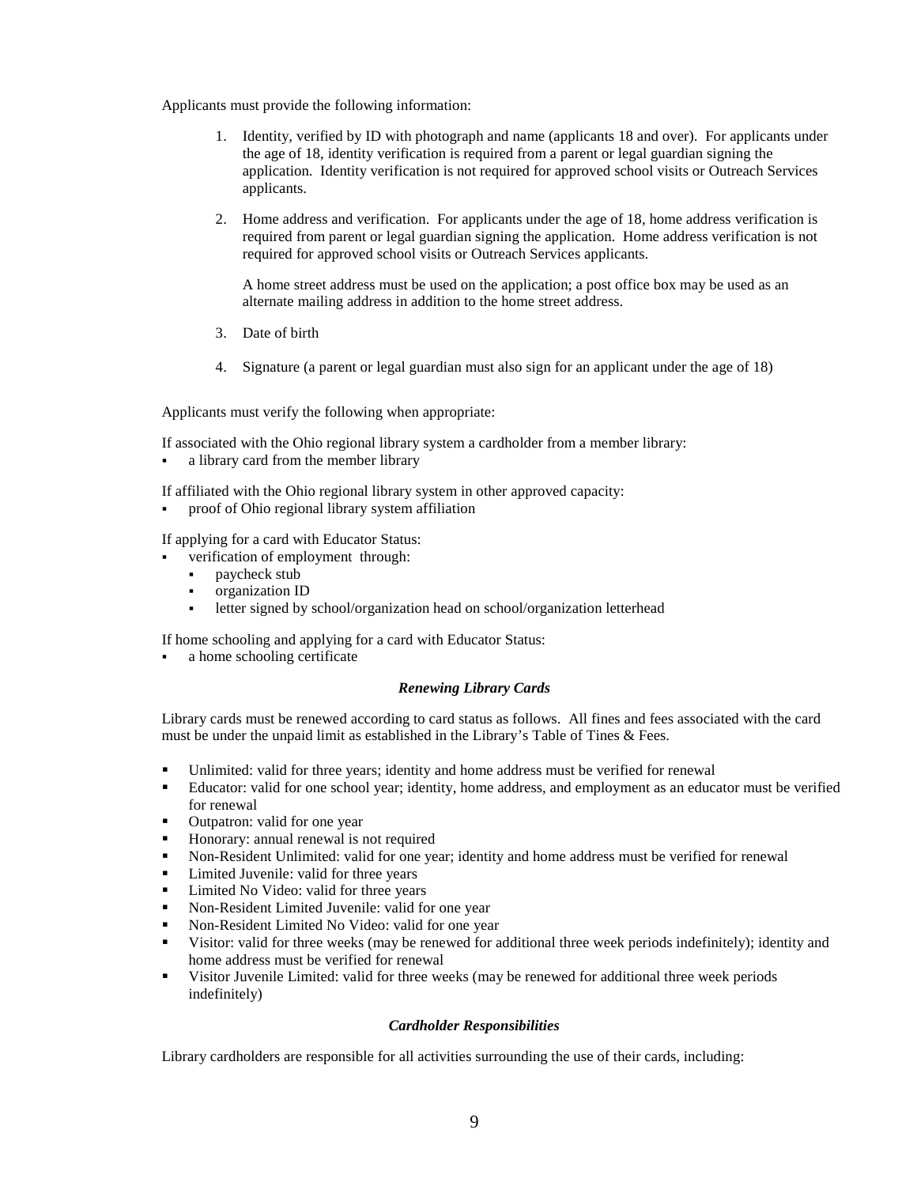Applicants must provide the following information:

1. Identity, verified by ID with photograph and name (applicants 18 and over). For applicants under the age of 18, identity verification is required from a parent or legal guardian signing the application. Identity verification is not required for approved school visits or Outreach Services applicants.

2. Home address and verification. For applicants under the age of 18, home address verification is required from parent or legal guardian signing the application. Home address verification is not required for approved school visits or Outreach Services applicants.

   A home street address must be used on the application; a post office box may be used as an alternate mailing address in addition to the home street address.

3. Date of birth

4. Signature (a parent or legal guardian must also sign for an applicant under the age of 18)

Applicants must verify the following when appropriate:

If associated with the Ohio regional library system a cardholder from a member library:
- a library card from the member library

If affiliated with the Ohio regional library system in other approved capacity:
- proof of Ohio regional library system affiliation

If applying for a card with Educator Status:
- verification of employment through:
  - paycheck stub
  - organization ID
  - letter signed by school/organization head on school/organization letterhead

If home schooling and applying for a card with Educator Status:
- a home schooling certificate

### *Renewing Library Cards*

Library cards must be renewed according to card status as follows. All fines and fees associated with the card must be under the unpaid limit as established in the Library's Table of Tines & Fees.

- Unlimited: valid for three years; identity and home address must be verified for renewal
- Educator: valid for one school year; identity, home address, and employment as an educator must be verified for renewal
- Outpatron: valid for one year
- Honorary: annual renewal is not required
- Non-Resident Unlimited: valid for one year; identity and home address must be verified for renewal
- Limited Juvenile: valid for three years
- Limited No Video: valid for three years
- Non-Resident Limited Juvenile: valid for one year
- Non-Resident Limited No Video: valid for one year
- Visitor: valid for three weeks (may be renewed for additional three week periods indefinitely); identity and home address must be verified for renewal
- Visitor Juvenile Limited: valid for three weeks (may be renewed for additional three week periods indefinitely)

### *Cardholder Responsibilities*

Library cardholders are responsible for all activities surrounding the use of their cards, including: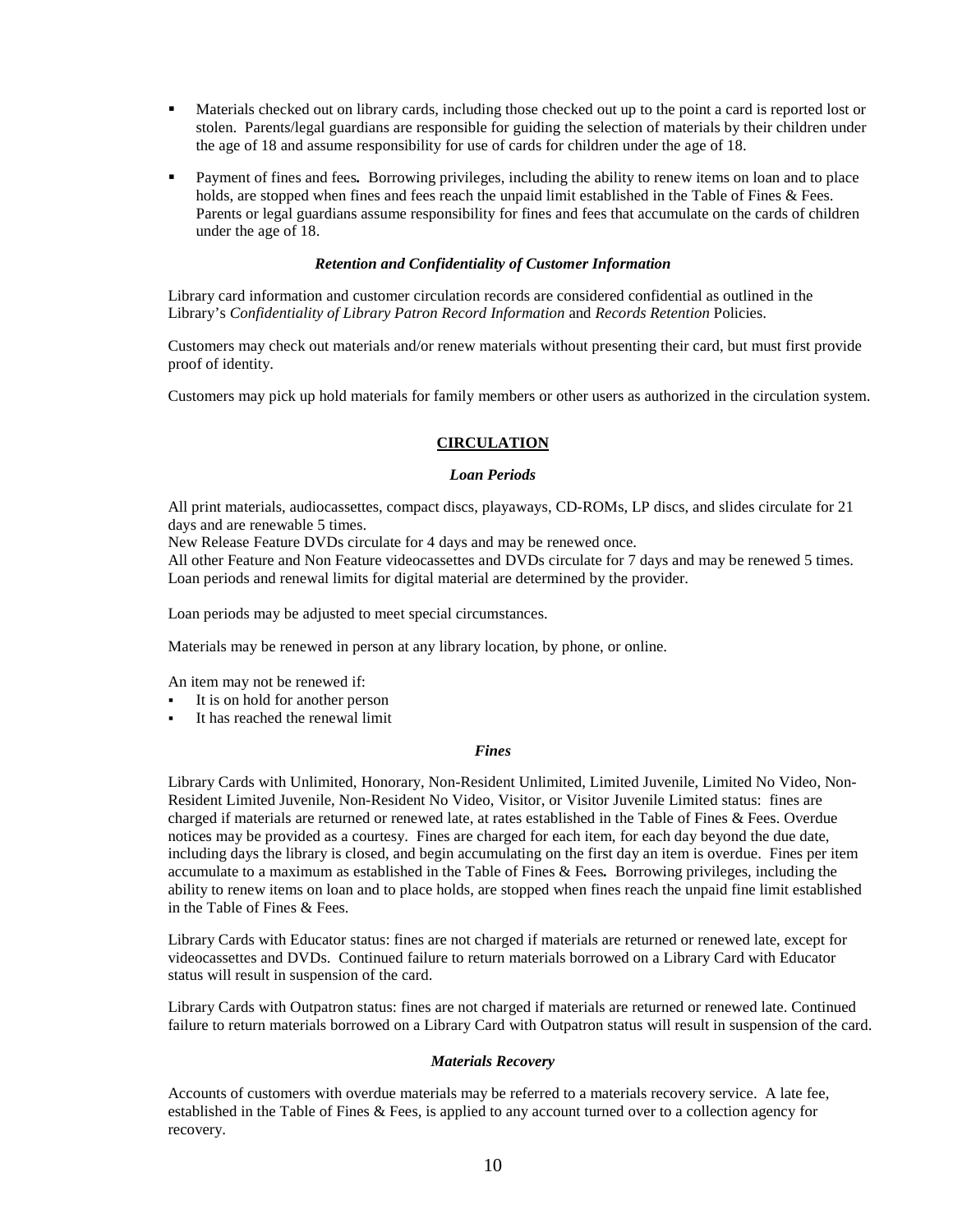- Materials checked out on library cards, including those checked out up to the point a card is reported lost or stolen. Parents/legal guardians are responsible for guiding the selection of materials by their children under the age of 18 and assume responsibility for use of cards for children under the age of 18.
- Payment of fines and fees**.** Borrowing privileges, including the ability to renew items on loan and to place holds, are stopped when fines and fees reach the unpaid limit established in the Table of Fines & Fees. Parents or legal guardians assume responsibility for fines and fees that accumulate on the cards of children under the age of 18.

***Retention and Confidentiality of Customer Information***

Library card information and customer circulation records are considered confidential as outlined in the Library's *Confidentiality of Library Patron Record Information* and *Records Retention* Policies.

Customers may check out materials and/or renew materials without presenting their card, but must first provide proof of identity.

Customers may pick up hold materials for family members or other users as authorized in the circulation system.

## CIRCULATION

***Loan Periods***

All print materials, audiocassettes, compact discs, playaways, CD-ROMs, LP discs, and slides circulate for 21 days and are renewable 5 times.
New Release Feature DVDs circulate for 4 days and may be renewed once.
All other Feature and Non Feature videocassettes and DVDs circulate for 7 days and may be renewed 5 times.
Loan periods and renewal limits for digital material are determined by the provider.

Loan periods may be adjusted to meet special circumstances.

Materials may be renewed in person at any library location, by phone, or online.

An item may not be renewed if:

- It is on hold for another person
- It has reached the renewal limit

***Fines***

Library Cards with Unlimited, Honorary, Non-Resident Unlimited, Limited Juvenile, Limited No Video, Non-Resident Limited Juvenile, Non-Resident No Video, Visitor, or Visitor Juvenile Limited status: fines are charged if materials are returned or renewed late, at rates established in the Table of Fines & Fees. Overdue notices may be provided as a courtesy. Fines are charged for each item, for each day beyond the due date, including days the library is closed, and begin accumulating on the first day an item is overdue. Fines per item accumulate to a maximum as established in the Table of Fines & Fees**.** Borrowing privileges, including the ability to renew items on loan and to place holds, are stopped when fines reach the unpaid fine limit established in the Table of Fines & Fees.

Library Cards with Educator status: fines are not charged if materials are returned or renewed late, except for videocassettes and DVDs. Continued failure to return materials borrowed on a Library Card with Educator status will result in suspension of the card.

Library Cards with Outpatron status: fines are not charged if materials are returned or renewed late. Continued failure to return materials borrowed on a Library Card with Outpatron status will result in suspension of the card.

***Materials Recovery***

Accounts of customers with overdue materials may be referred to a materials recovery service. A late fee, established in the Table of Fines & Fees, is applied to any account turned over to a collection agency for recovery.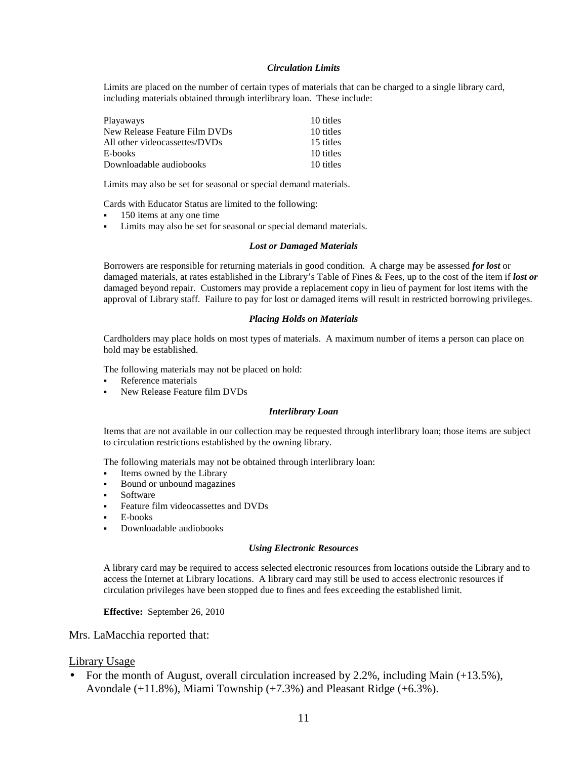#### *Circulation Limits*

Limits are placed on the number of certain types of materials that can be charged to a single library card, including materials obtained through interlibrary loan. These include:

| | |
|---|---|
| Playaways | 10 titles |
| New Release Feature Film DVDs | 10 titles |
| All other videocassettes/DVDs | 15 titles |
| E-books | 10 titles |
| Downloadable audiobooks | 10 titles |

Limits may also be set for seasonal or special demand materials.

Cards with Educator Status are limited to the following:

- 150 items at any one time
- Limits may also be set for seasonal or special demand materials.

#### *Lost or Damaged Materials*

Borrowers are responsible for returning materials in good condition. A charge may be assessed ***for lost*** or damaged materials, at rates established in the Library's Table of Fines & Fees, up to the cost of the item if ***lost or*** damaged beyond repair. Customers may provide a replacement copy in lieu of payment for lost items with the approval of Library staff. Failure to pay for lost or damaged items will result in restricted borrowing privileges.

#### *Placing Holds on Materials*

Cardholders may place holds on most types of materials. A maximum number of items a person can place on hold may be established.

The following materials may not be placed on hold:

- Reference materials
- New Release Feature film DVDs

#### *Interlibrary Loan*

Items that are not available in our collection may be requested through interlibrary loan; those items are subject to circulation restrictions established by the owning library.

The following materials may not be obtained through interlibrary loan:

- Items owned by the Library
- Bound or unbound magazines
- Software
- Feature film videocassettes and DVDs
- E-books
- Downloadable audiobooks

#### *Using Electronic Resources*

A library card may be required to access selected electronic resources from locations outside the Library and to access the Internet at Library locations. A library card may still be used to access electronic resources if circulation privileges have been stopped due to fines and fees exceeding the established limit.

**Effective:** September 26, 2010

Mrs. LaMacchia reported that:

<u>Library Usage</u>

- For the month of August, overall circulation increased by 2.2%, including Main (+13.5%), Avondale (+11.8%), Miami Township (+7.3%) and Pleasant Ridge (+6.3%).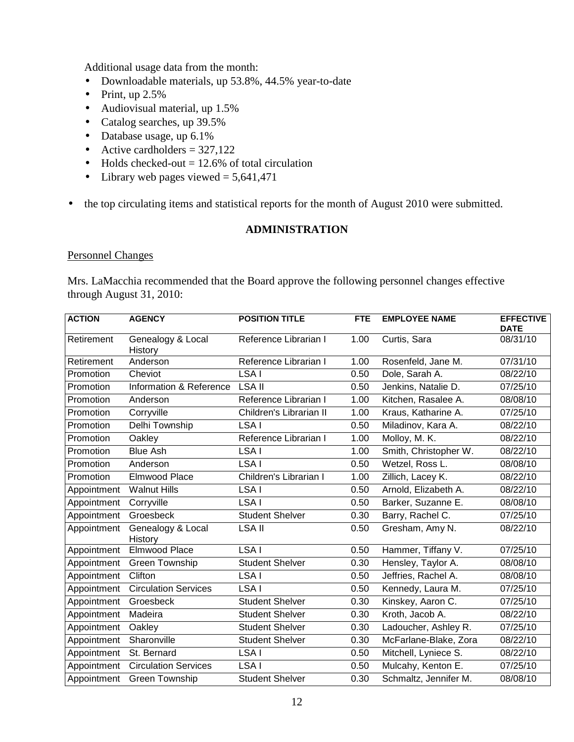Additional usage data from the month:

- Downloadable materials, up 53.8%, 44.5% year-to-date
- Print, up 2.5%
- Audiovisual material, up 1.5%
- Catalog searches, up 39.5%
- Database usage, up 6.1%
- Active cardholders = 327,122
- Holds checked-out = 12.6% of total circulation
- Library web pages viewed = 5,641,471

- the top circulating items and statistical reports for the month of August 2010 were submitted.

## ADMINISTRATION

Personnel Changes

Mrs. LaMacchia recommended that the Board approve the following personnel changes effective through August 31, 2010:

| ACTION | AGENCY | POSITION TITLE | FTE | EMPLOYEE NAME | EFFECTIVE DATE |
|---|---|---|---|---|---|
| Retirement | Genealogy & Local History | Reference Librarian I | 1.00 | Curtis, Sara | 08/31/10 |
| Retirement | Anderson | Reference Librarian I | 1.00 | Rosenfeld, Jane M. | 07/31/10 |
| Promotion | Cheviot | LSA I | 0.50 | Dole, Sarah A. | 08/22/10 |
| Promotion | Information & Reference | LSA II | 0.50 | Jenkins, Natalie D. | 07/25/10 |
| Promotion | Anderson | Reference Librarian I | 1.00 | Kitchen, Rasalee A. | 08/08/10 |
| Promotion | Corryville | Children's Librarian II | 1.00 | Kraus, Katharine A. | 07/25/10 |
| Promotion | Delhi Township | LSA I | 0.50 | Miladinov, Kara A. | 08/22/10 |
| Promotion | Oakley | Reference Librarian I | 1.00 | Molloy, M. K. | 08/22/10 |
| Promotion | Blue Ash | LSA I | 1.00 | Smith, Christopher W. | 08/22/10 |
| Promotion | Anderson | LSA I | 0.50 | Wetzel, Ross L. | 08/08/10 |
| Promotion | Elmwood Place | Children's Librarian I | 1.00 | Zillich, Lacey K. | 08/22/10 |
| Appointment | Walnut Hills | LSA I | 0.50 | Arnold, Elizabeth A. | 08/22/10 |
| Appointment | Corryville | LSA I | 0.50 | Barker, Suzanne E. | 08/08/10 |
| Appointment | Groesbeck | Student Shelver | 0.30 | Barry, Rachel C. | 07/25/10 |
| Appointment | Genealogy & Local History | LSA II | 0.50 | Gresham, Amy N. | 08/22/10 |
| Appointment | Elmwood Place | LSA I | 0.50 | Hammer, Tiffany V. | 07/25/10 |
| Appointment | Green Township | Student Shelver | 0.30 | Hensley, Taylor A. | 08/08/10 |
| Appointment | Clifton | LSA I | 0.50 | Jeffries, Rachel A. | 08/08/10 |
| Appointment | Circulation Services | LSA I | 0.50 | Kennedy, Laura M. | 07/25/10 |
| Appointment | Groesbeck | Student Shelver | 0.30 | Kinskey, Aaron C. | 07/25/10 |
| Appointment | Madeira | Student Shelver | 0.30 | Kroth, Jacob A. | 08/22/10 |
| Appointment | Oakley | Student Shelver | 0.30 | Ladoucher, Ashley R. | 07/25/10 |
| Appointment | Sharonville | Student Shelver | 0.30 | McFarlane-Blake, Zora | 08/22/10 |
| Appointment | St. Bernard | LSA I | 0.50 | Mitchell, Lyniece S. | 08/22/10 |
| Appointment | Circulation Services | LSA I | 0.50 | Mulcahy, Kenton E. | 07/25/10 |
| Appointment | Green Township | Student Shelver | 0.30 | Schmaltz, Jennifer M. | 08/08/10 |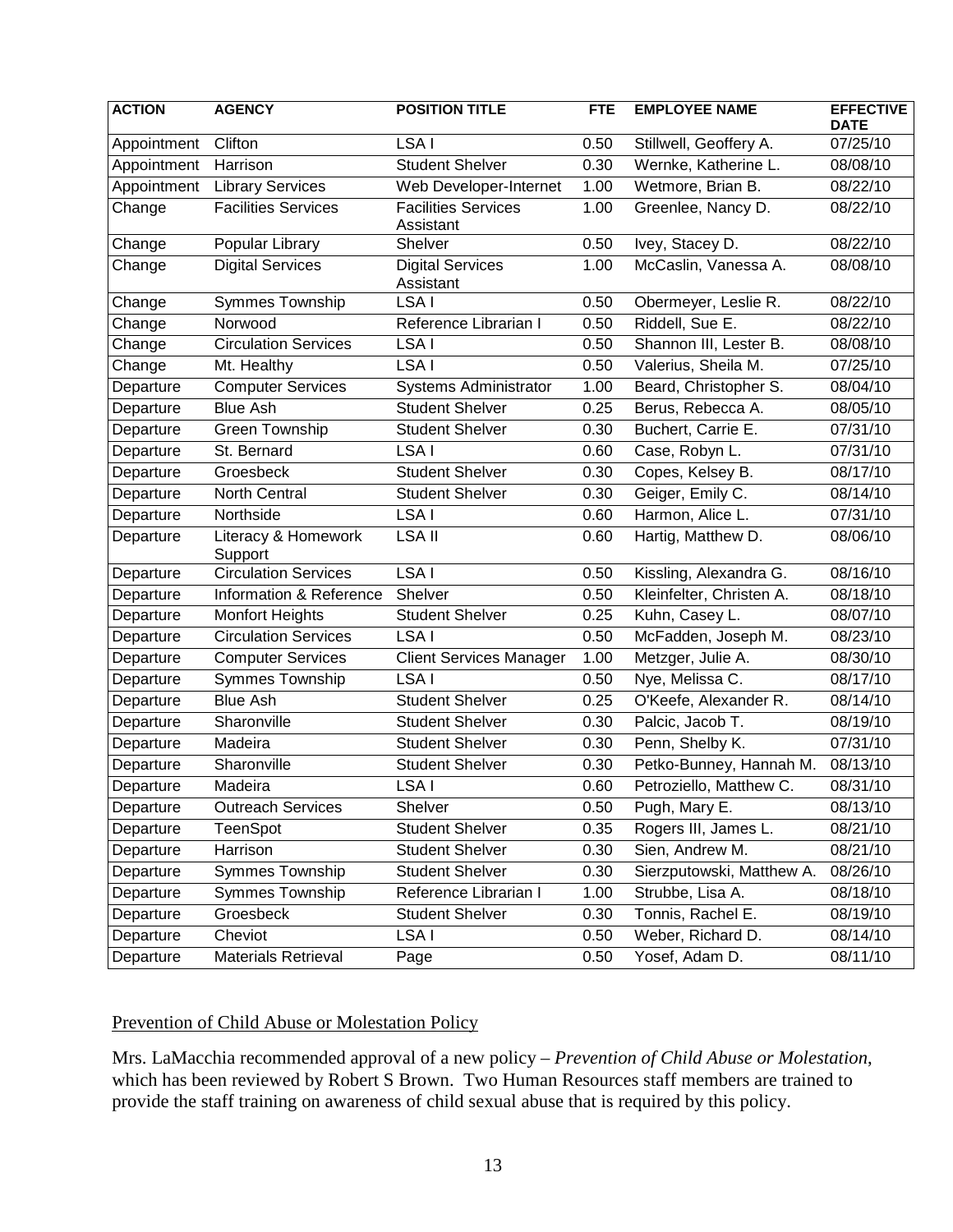| ACTION | AGENCY | POSITION TITLE | FTE | EMPLOYEE NAME | EFFECTIVE DATE |
| --- | --- | --- | --- | --- | --- |
| Appointment | Clifton | LSA I | 0.50 | Stillwell, Geoffery A. | 07/25/10 |
| Appointment | Harrison | Student Shelver | 0.30 | Wernke, Katherine L. | 08/08/10 |
| Appointment | Library Services | Web Developer-Internet | 1.00 | Wetmore, Brian B. | 08/22/10 |
| Change | Facilities Services | Facilities Services Assistant | 1.00 | Greenlee, Nancy D. | 08/22/10 |
| Change | Popular Library | Shelver | 0.50 | Ivey, Stacey D. | 08/22/10 |
| Change | Digital Services | Digital Services Assistant | 1.00 | McCaslin, Vanessa A. | 08/08/10 |
| Change | Symmes Township | LSA I | 0.50 | Obermeyer, Leslie R. | 08/22/10 |
| Change | Norwood | Reference Librarian I | 0.50 | Riddell, Sue E. | 08/22/10 |
| Change | Circulation Services | LSA I | 0.50 | Shannon III, Lester B. | 08/08/10 |
| Change | Mt. Healthy | LSA I | 0.50 | Valerius, Sheila M. | 07/25/10 |
| Departure | Computer Services | Systems Administrator | 1.00 | Beard, Christopher S. | 08/04/10 |
| Departure | Blue Ash | Student Shelver | 0.25 | Berus, Rebecca A. | 08/05/10 |
| Departure | Green Township | Student Shelver | 0.30 | Buchert, Carrie E. | 07/31/10 |
| Departure | St. Bernard | LSA I | 0.60 | Case, Robyn L. | 07/31/10 |
| Departure | Groesbeck | Student Shelver | 0.30 | Copes, Kelsey B. | 08/17/10 |
| Departure | North Central | Student Shelver | 0.30 | Geiger, Emily C. | 08/14/10 |
| Departure | Northside | LSA I | 0.60 | Harmon, Alice L. | 07/31/10 |
| Departure | Literacy & Homework Support | LSA II | 0.60 | Hartig, Matthew D. | 08/06/10 |
| Departure | Circulation Services | LSA I | 0.50 | Kissling, Alexandra G. | 08/16/10 |
| Departure | Information & Reference | Shelver | 0.50 | Kleinfelter, Christen A. | 08/18/10 |
| Departure | Monfort Heights | Student Shelver | 0.25 | Kuhn, Casey L. | 08/07/10 |
| Departure | Circulation Services | LSA I | 0.50 | McFadden, Joseph M. | 08/23/10 |
| Departure | Computer Services | Client Services Manager | 1.00 | Metzger, Julie A. | 08/30/10 |
| Departure | Symmes Township | LSA I | 0.50 | Nye, Melissa C. | 08/17/10 |
| Departure | Blue Ash | Student Shelver | 0.25 | O'Keefe, Alexander R. | 08/14/10 |
| Departure | Sharonville | Student Shelver | 0.30 | Palcic, Jacob T. | 08/19/10 |
| Departure | Madeira | Student Shelver | 0.30 | Penn, Shelby K. | 07/31/10 |
| Departure | Sharonville | Student Shelver | 0.30 | Petko-Bunney, Hannah M. | 08/13/10 |
| Departure | Madeira | LSA I | 0.60 | Petroziello, Matthew C. | 08/31/10 |
| Departure | Outreach Services | Shelver | 0.50 | Pugh, Mary E. | 08/13/10 |
| Departure | TeenSpot | Student Shelver | 0.35 | Rogers III, James L. | 08/21/10 |
| Departure | Harrison | Student Shelver | 0.30 | Sien, Andrew M. | 08/21/10 |
| Departure | Symmes Township | Student Shelver | 0.30 | Sierzputowski, Matthew A. | 08/26/10 |
| Departure | Symmes Township | Reference Librarian I | 1.00 | Strubbe, Lisa A. | 08/18/10 |
| Departure | Groesbeck | Student Shelver | 0.30 | Tonnis, Rachel E. | 08/19/10 |
| Departure | Cheviot | LSA I | 0.50 | Weber, Richard D. | 08/14/10 |
| Departure | Materials Retrieval | Page | 0.50 | Yosef, Adam D. | 08/11/10 |

Prevention of Child Abuse or Molestation Policy

Mrs. LaMacchia recommended approval of a new policy – *Prevention of Child Abuse or Molestation*, which has been reviewed by Robert S Brown. Two Human Resources staff members are trained to provide the staff training on awareness of child sexual abuse that is required by this policy.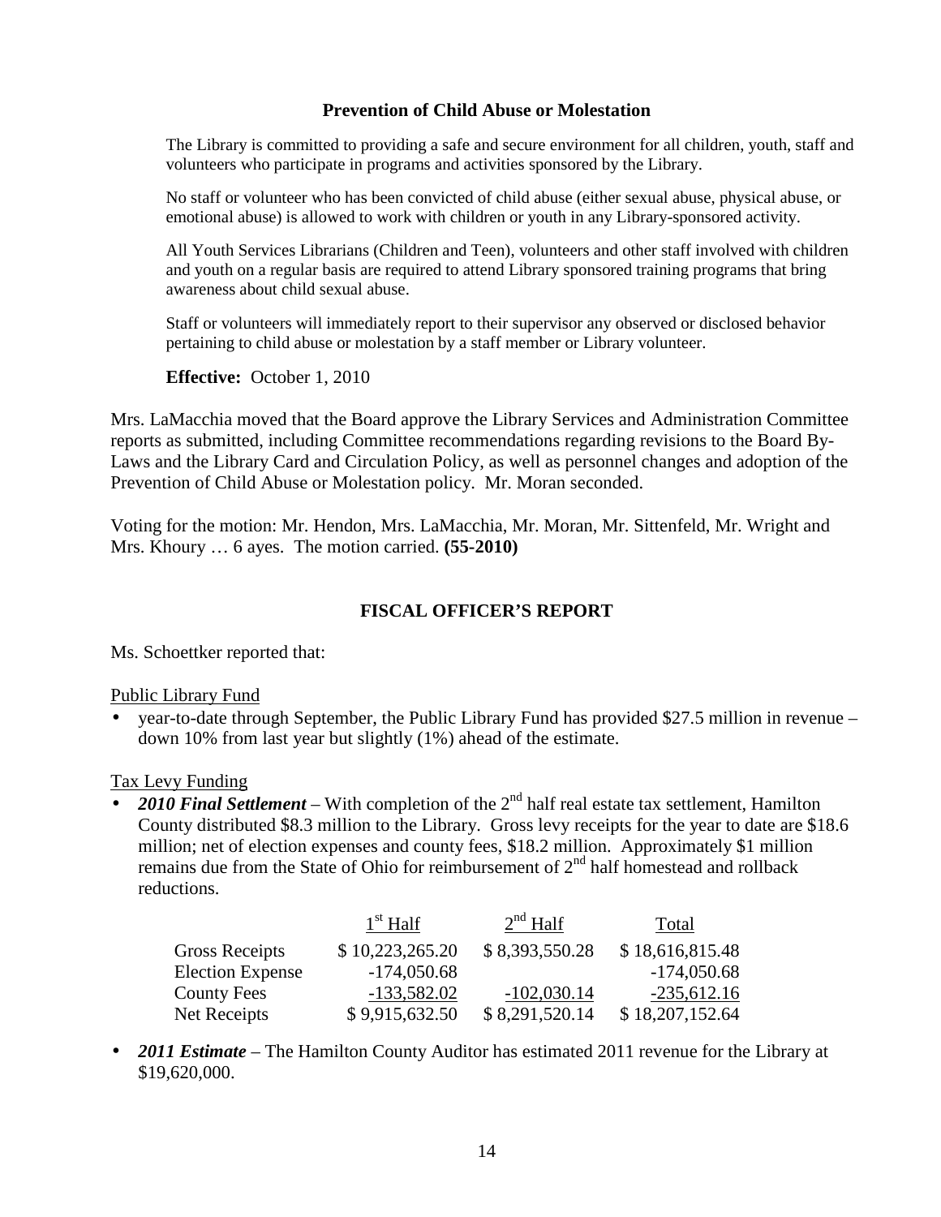### Prevention of Child Abuse or Molestation

The Library is committed to providing a safe and secure environment for all children, youth, staff and volunteers who participate in programs and activities sponsored by the Library.

No staff or volunteer who has been convicted of child abuse (either sexual abuse, physical abuse, or emotional abuse) is allowed to work with children or youth in any Library-sponsored activity.

All Youth Services Librarians (Children and Teen), volunteers and other staff involved with children and youth on a regular basis are required to attend Library sponsored training programs that bring awareness about child sexual abuse.

Staff or volunteers will immediately report to their supervisor any observed or disclosed behavior pertaining to child abuse or molestation by a staff member or Library volunteer.

**Effective:** October 1, 2010

Mrs. LaMacchia moved that the Board approve the Library Services and Administration Committee reports as submitted, including Committee recommendations regarding revisions to the Board By-Laws and the Library Card and Circulation Policy, as well as personnel changes and adoption of the Prevention of Child Abuse or Molestation policy. Mr. Moran seconded.

Voting for the motion: Mr. Hendon, Mrs. LaMacchia, Mr. Moran, Mr. Sittenfeld, Mr. Wright and Mrs. Khoury … 6 ayes. The motion carried. **(55-2010)**

## FISCAL OFFICER'S REPORT

Ms. Schoettker reported that:

Public Library Fund

- year-to-date through September, the Public Library Fund has provided \$27.5 million in revenue – down 10% from last year but slightly (1%) ahead of the estimate.

Tax Levy Funding

- ***2010 Final Settlement*** – With completion of the 2nd half real estate tax settlement, Hamilton County distributed \$8.3 million to the Library. Gross levy receipts for the year to date are \$18.6 million; net of election expenses and county fees, \$18.2 million. Approximately \$1 million remains due from the State of Ohio for reimbursement of 2nd half homestead and rollback reductions.

| | 1st Half | 2nd Half | Total |
|---|---|---|---|
| Gross Receipts | \$ 10,223,265.20 | \$ 8,393,550.28 | \$ 18,616,815.48 |
| Election Expense | -174,050.68 | | -174,050.68 |
| County Fees | -133,582.02 | -102,030.14 | -235,612.16 |
| Net Receipts | \$ 9,915,632.50 | \$ 8,291,520.14 | \$ 18,207,152.64 |

- ***2011 Estimate*** – The Hamilton County Auditor has estimated 2011 revenue for the Library at \$19,620,000.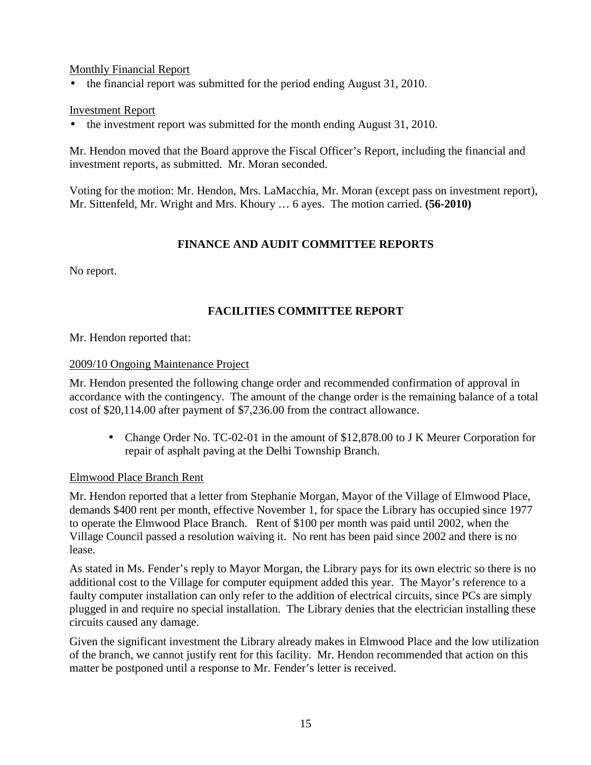Monthly Financial Report

- the financial report was submitted for the period ending August 31, 2010.

Investment Report

- the investment report was submitted for the month ending August 31, 2010.

Mr. Hendon moved that the Board approve the Fiscal Officer's Report, including the financial and investment reports, as submitted. Mr. Moran seconded.

Voting for the motion: Mr. Hendon, Mrs. LaMacchia, Mr. Moran (except pass on investment report), Mr. Sittenfeld, Mr. Wright and Mrs. Khoury … 6 ayes. The motion carried. **(56-2010)**

## FINANCE AND AUDIT COMMITTEE REPORTS

No report.

## FACILITIES COMMITTEE REPORT

Mr. Hendon reported that:

2009/10 Ongoing Maintenance Project

Mr. Hendon presented the following change order and recommended confirmation of approval in accordance with the contingency. The amount of the change order is the remaining balance of a total cost of $20,114.00 after payment of $7,236.00 from the contract allowance.

- Change Order No. TC-02-01 in the amount of $12,878.00 to J K Meurer Corporation for repair of asphalt paving at the Delhi Township Branch.

Elmwood Place Branch Rent

Mr. Hendon reported that a letter from Stephanie Morgan, Mayor of the Village of Elmwood Place, demands $400 rent per month, effective November 1, for space the Library has occupied since 1977 to operate the Elmwood Place Branch. Rent of $100 per month was paid until 2002, when the Village Council passed a resolution waiving it. No rent has been paid since 2002 and there is no lease.

As stated in Ms. Fender's reply to Mayor Morgan, the Library pays for its own electric so there is no additional cost to the Village for computer equipment added this year. The Mayor's reference to a faulty computer installation can only refer to the addition of electrical circuits, since PCs are simply plugged in and require no special installation. The Library denies that the electrician installing these circuits caused any damage.

Given the significant investment the Library already makes in Elmwood Place and the low utilization of the branch, we cannot justify rent for this facility. Mr. Hendon recommended that action on this matter be postponed until a response to Mr. Fender's letter is received.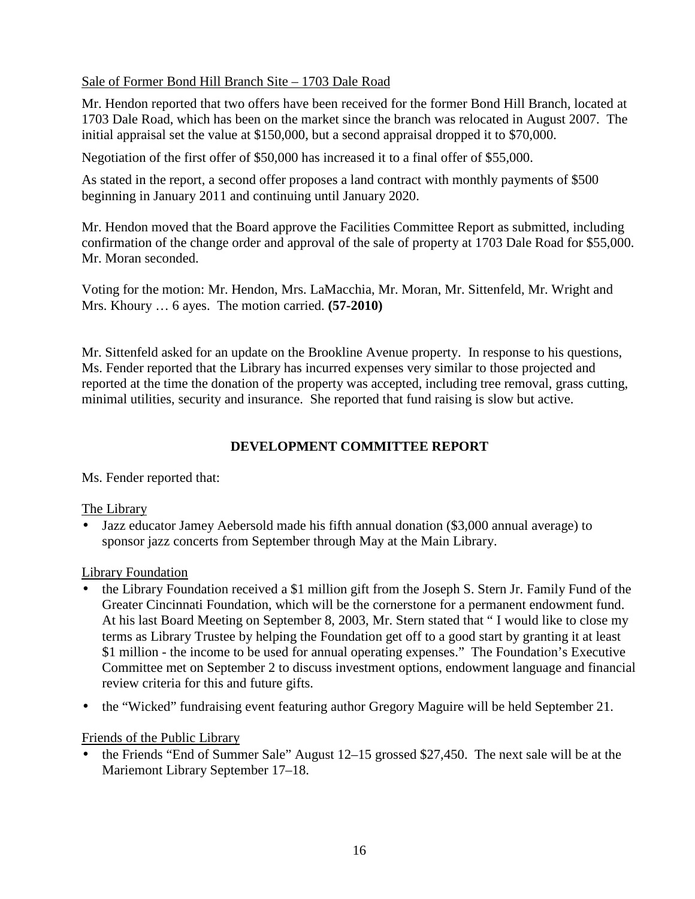Sale of Former Bond Hill Branch Site – 1703 Dale Road

Mr. Hendon reported that two offers have been received for the former Bond Hill Branch, located at 1703 Dale Road, which has been on the market since the branch was relocated in August 2007. The initial appraisal set the value at $150,000, but a second appraisal dropped it to $70,000.

Negotiation of the first offer of $50,000 has increased it to a final offer of $55,000.

As stated in the report, a second offer proposes a land contract with monthly payments of $500 beginning in January 2011 and continuing until January 2020.

Mr. Hendon moved that the Board approve the Facilities Committee Report as submitted, including confirmation of the change order and approval of the sale of property at 1703 Dale Road for $55,000. Mr. Moran seconded.

Voting for the motion: Mr. Hendon, Mrs. LaMacchia, Mr. Moran, Mr. Sittenfeld, Mr. Wright and Mrs. Khoury … 6 ayes. The motion carried. **(57-2010)**

Mr. Sittenfeld asked for an update on the Brookline Avenue property. In response to his questions, Ms. Fender reported that the Library has incurred expenses very similar to those projected and reported at the time the donation of the property was accepted, including tree removal, grass cutting, minimal utilities, security and insurance. She reported that fund raising is slow but active.

## DEVELOPMENT COMMITTEE REPORT

Ms. Fender reported that:

The Library

- Jazz educator Jamey Aebersold made his fifth annual donation ($3,000 annual average) to sponsor jazz concerts from September through May at the Main Library.

Library Foundation

- the Library Foundation received a $1 million gift from the Joseph S. Stern Jr. Family Fund of the Greater Cincinnati Foundation, which will be the cornerstone for a permanent endowment fund. At his last Board Meeting on September 8, 2003, Mr. Stern stated that " I would like to close my terms as Library Trustee by helping the Foundation get off to a good start by granting it at least $1 million - the income to be used for annual operating expenses." The Foundation's Executive Committee met on September 2 to discuss investment options, endowment language and financial review criteria for this and future gifts.
- the "Wicked" fundraising event featuring author Gregory Maguire will be held September 21.

Friends of the Public Library

- the Friends "End of Summer Sale" August 12–15 grossed $27,450. The next sale will be at the Mariemont Library September 17–18.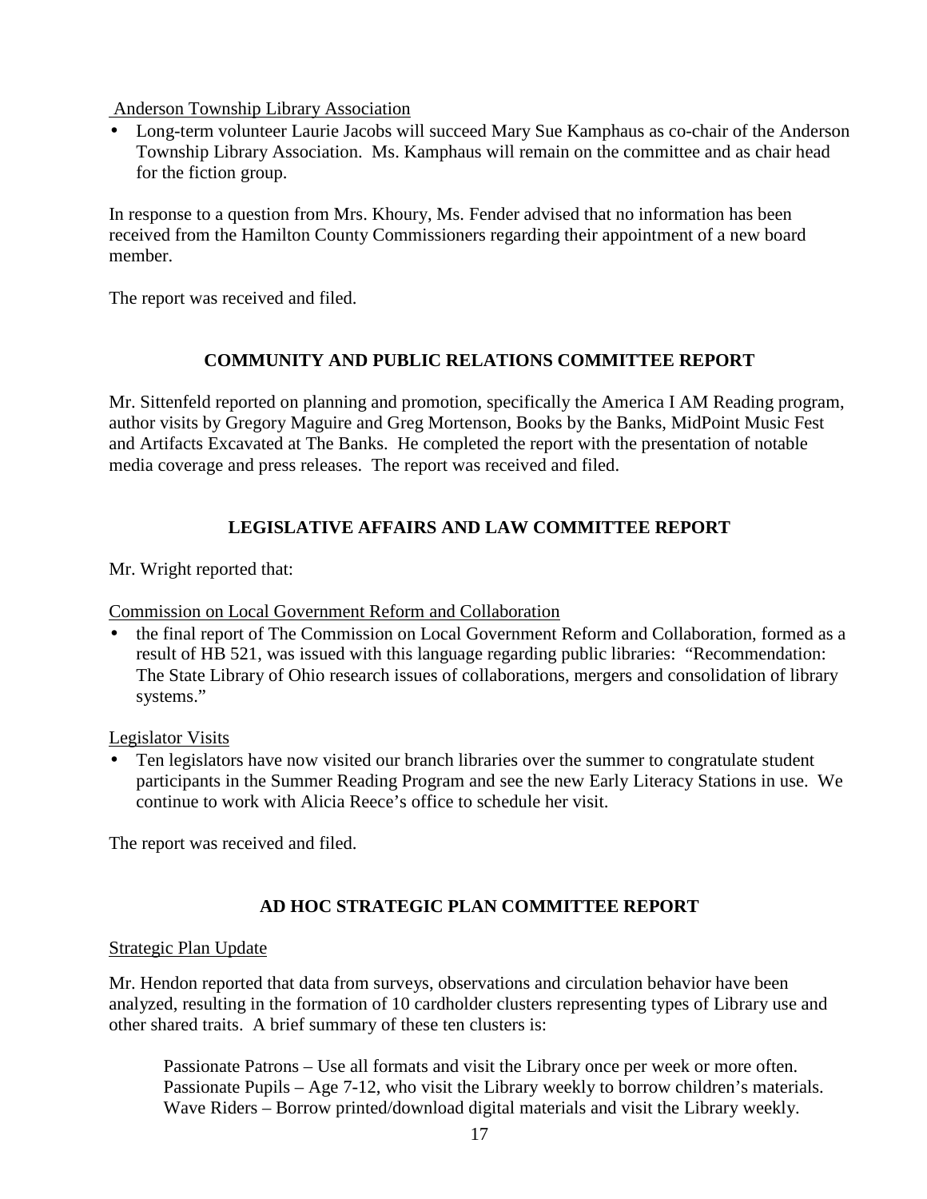Anderson Township Library Association

- Long-term volunteer Laurie Jacobs will succeed Mary Sue Kamphaus as co-chair of the Anderson Township Library Association. Ms. Kamphaus will remain on the committee and as chair head for the fiction group.

In response to a question from Mrs. Khoury, Ms. Fender advised that no information has been received from the Hamilton County Commissioners regarding their appointment of a new board member.

The report was received and filed.

## COMMUNITY AND PUBLIC RELATIONS COMMITTEE REPORT

Mr. Sittenfeld reported on planning and promotion, specifically the America I AM Reading program, author visits by Gregory Maguire and Greg Mortenson, Books by the Banks, MidPoint Music Fest and Artifacts Excavated at The Banks. He completed the report with the presentation of notable media coverage and press releases. The report was received and filed.

## LEGISLATIVE AFFAIRS AND LAW COMMITTEE REPORT

Mr. Wright reported that:

Commission on Local Government Reform and Collaboration

- the final report of The Commission on Local Government Reform and Collaboration, formed as a result of HB 521, was issued with this language regarding public libraries: "Recommendation: The State Library of Ohio research issues of collaborations, mergers and consolidation of library systems."

Legislator Visits

- Ten legislators have now visited our branch libraries over the summer to congratulate student participants in the Summer Reading Program and see the new Early Literacy Stations in use. We continue to work with Alicia Reece's office to schedule her visit.

The report was received and filed.

## AD HOC STRATEGIC PLAN COMMITTEE REPORT

Strategic Plan Update

Mr. Hendon reported that data from surveys, observations and circulation behavior have been analyzed, resulting in the formation of 10 cardholder clusters representing types of Library use and other shared traits. A brief summary of these ten clusters is:

Passionate Patrons – Use all formats and visit the Library once per week or more often.
Passionate Pupils – Age 7-12, who visit the Library weekly to borrow children's materials.
Wave Riders – Borrow printed/download digital materials and visit the Library weekly.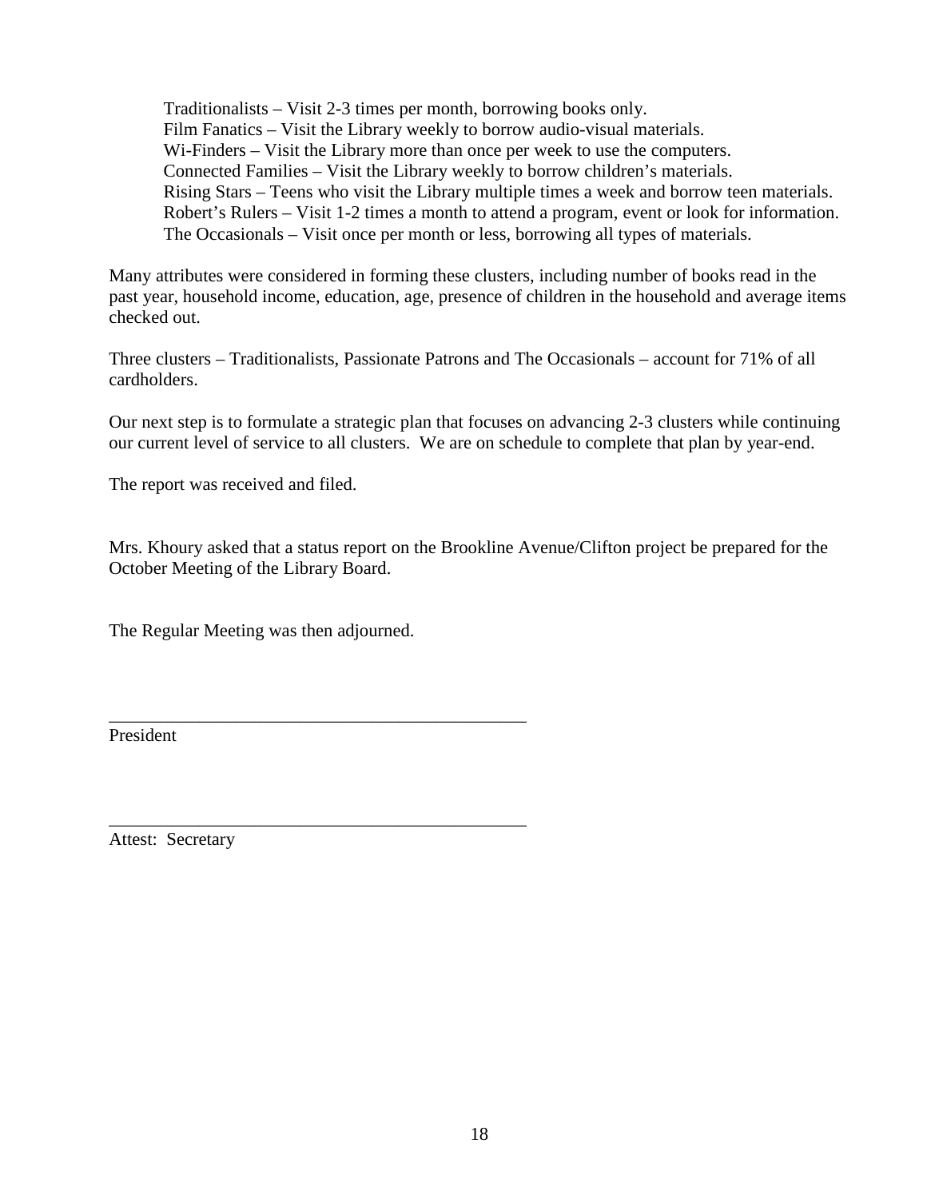Traditionalists – Visit 2-3 times per month, borrowing books only.
Film Fanatics – Visit the Library weekly to borrow audio-visual materials.
Wi-Finders – Visit the Library more than once per week to use the computers.
Connected Families – Visit the Library weekly to borrow children's materials.
Rising Stars – Teens who visit the Library multiple times a week and borrow teen materials.
Robert's Rulers – Visit 1-2 times a month to attend a program, event or look for information.
The Occasionals – Visit once per month or less, borrowing all types of materials.

Many attributes were considered in forming these clusters, including number of books read in the past year, household income, education, age, presence of children in the household and average items checked out.

Three clusters – Traditionalists, Passionate Patrons and The Occasionals – account for 71% of all cardholders.

Our next step is to formulate a strategic plan that focuses on advancing 2-3 clusters while continuing our current level of service to all clusters. We are on schedule to complete that plan by year-end.

The report was received and filed.

Mrs. Khoury asked that a status report on the Brookline Avenue/Clifton project be prepared for the October Meeting of the Library Board.

The Regular Meeting was then adjourned.

_______________________________________________
President

_______________________________________________
Attest: Secretary